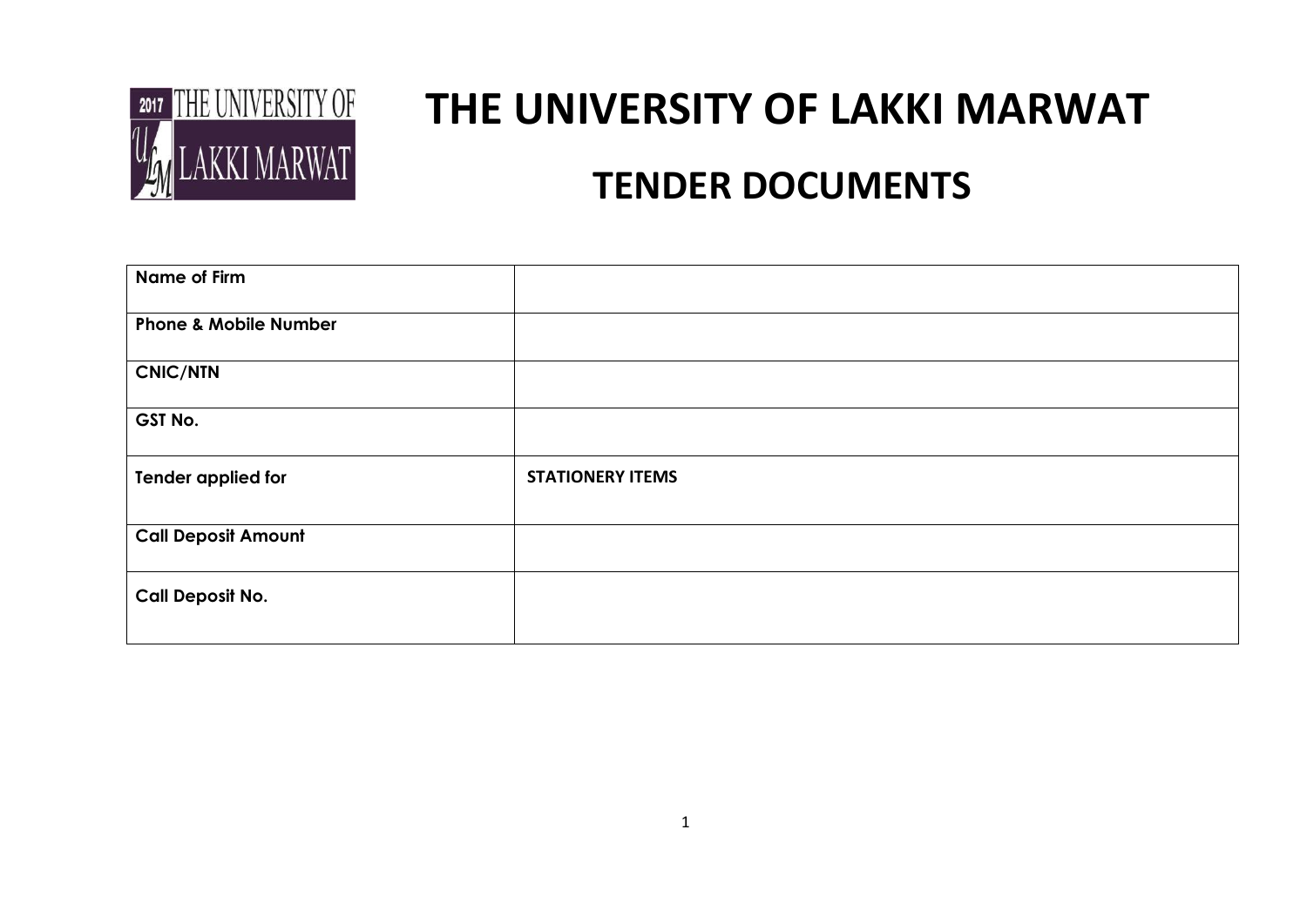# THE UNIVERSITY OF LAKKI MARWAT

## TENDER DOCUMENTS

| | |
|---|---|
| **Name of Firm** | |
| **Phone & Mobile Number** | |
| **CNIC/NTN** | |
| **GST No.** | |
| **Tender applied for** | **STATIONERY ITEMS** |
| **Call Deposit Amount** | |
| **Call Deposit No.** | |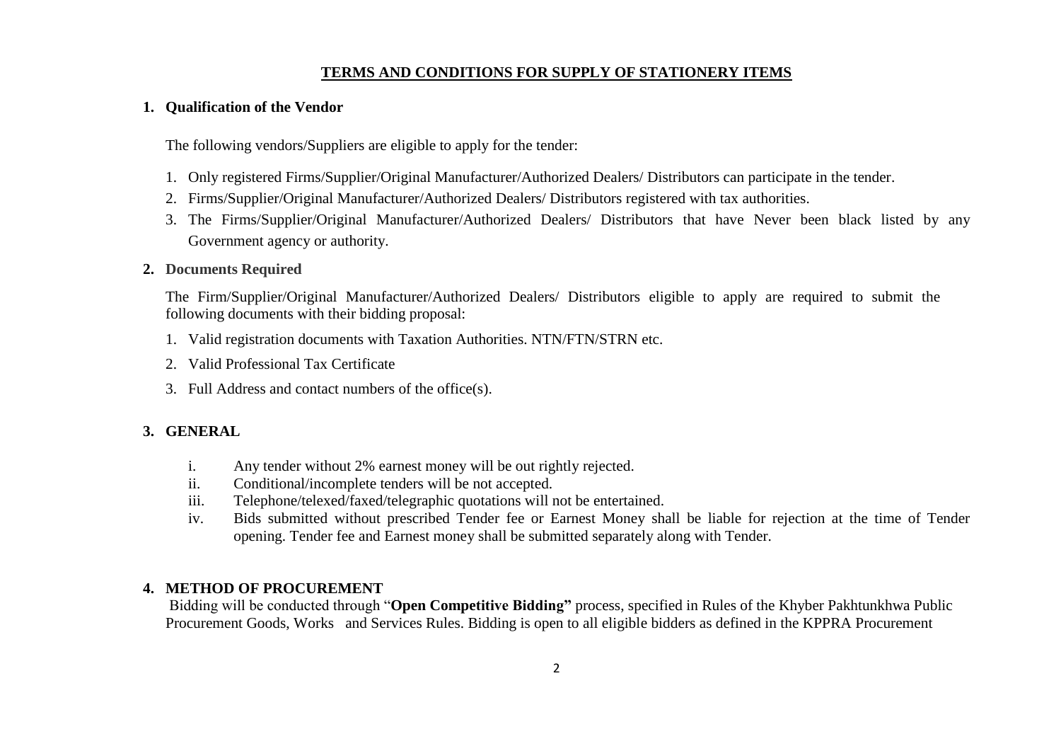# TERMS AND CONDITIONS FOR SUPPLY OF STATIONERY ITEMS

## 1. Qualification of the Vendor

The following vendors/Suppliers are eligible to apply for the tender:

1. Only registered Firms/Supplier/Original Manufacturer/Authorized Dealers/ Distributors can participate in the tender.
2. Firms/Supplier/Original Manufacturer/Authorized Dealers/ Distributors registered with tax authorities.
3. The Firms/Supplier/Original Manufacturer/Authorized Dealers/ Distributors that have Never been black listed by any Government agency or authority.

## 2. Documents Required

The Firm/Supplier/Original Manufacturer/Authorized Dealers/ Distributors eligible to apply are required to submit the following documents with their bidding proposal:

1. Valid registration documents with Taxation Authorities. NTN/FTN/STRN etc.
2. Valid Professional Tax Certificate
3. Full Address and contact numbers of the office(s).

## 3. GENERAL

i. Any tender without 2% earnest money will be out rightly rejected.

ii. Conditional/incomplete tenders will be not accepted.

iii. Telephone/telexed/faxed/telegraphic quotations will not be entertained.

iv. Bids submitted without prescribed Tender fee or Earnest Money shall be liable for rejection at the time of Tender opening. Tender fee and Earnest money shall be submitted separately along with Tender.

## 4. METHOD OF PROCUREMENT

Bidding will be conducted through "**Open Competitive Bidding"** process, specified in Rules of the Khyber Pakhtunkhwa Public Procurement Goods, Works and Services Rules. Bidding is open to all eligible bidders as defined in the KPPRA Procurement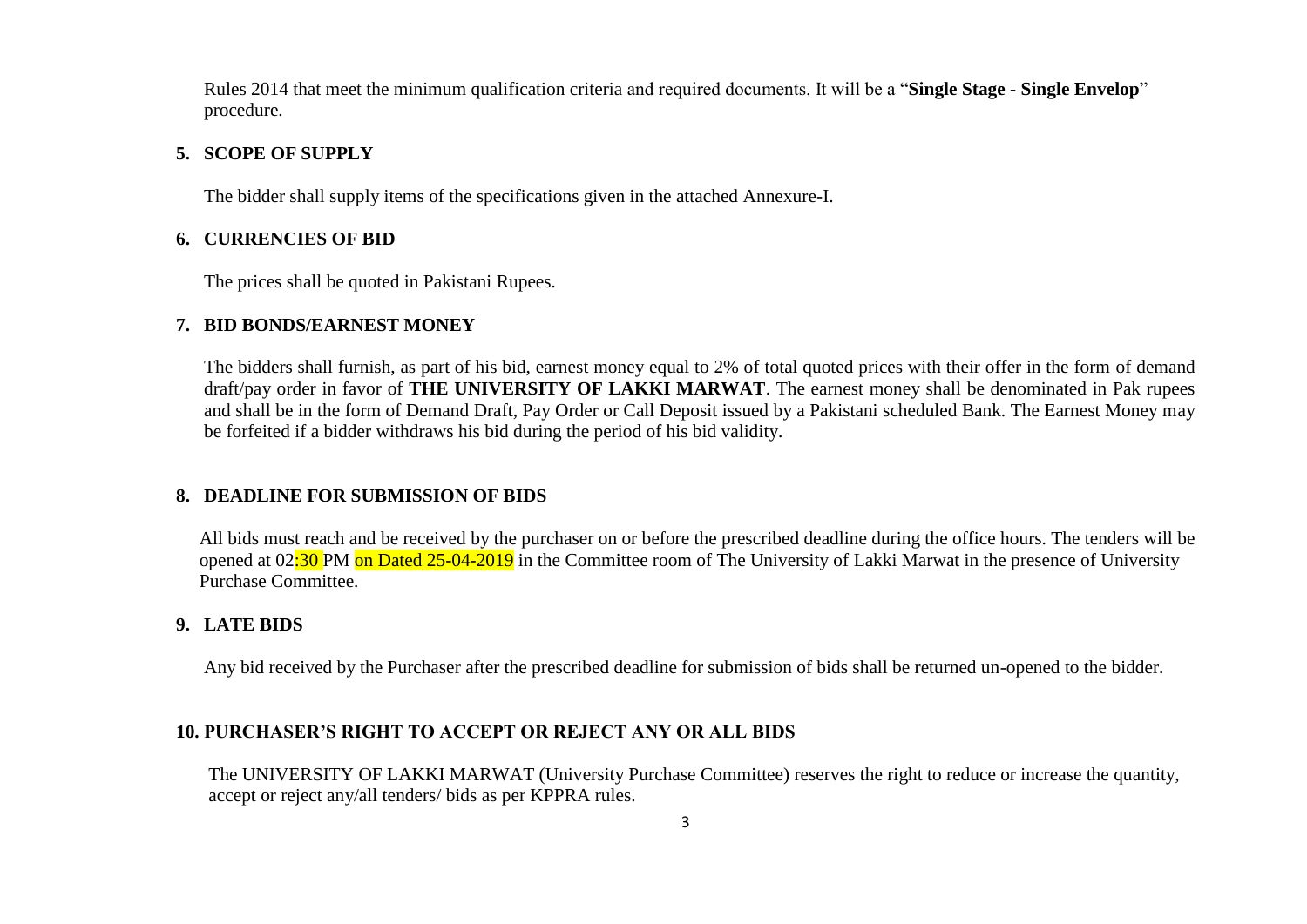Rules 2014 that meet the minimum qualification criteria and required documents. It will be a "**Single Stage - Single Envelop**" procedure.

## 5. SCOPE OF SUPPLY

The bidder shall supply items of the specifications given in the attached Annexure-I.

## 6. CURRENCIES OF BID

The prices shall be quoted in Pakistani Rupees.

## 7. BID BONDS/EARNEST MONEY

The bidders shall furnish, as part of his bid, earnest money equal to 2% of total quoted prices with their offer in the form of demand draft/pay order in favor of **THE UNIVERSITY OF LAKKI MARWAT**. The earnest money shall be denominated in Pak rupees and shall be in the form of Demand Draft, Pay Order or Call Deposit issued by a Pakistani scheduled Bank. The Earnest Money may be forfeited if a bidder withdraws his bid during the period of his bid validity.

## 8. DEADLINE FOR SUBMISSION OF BIDS

All bids must reach and be received by the purchaser on or before the prescribed deadline during the office hours. The tenders will be opened at 02:30 PM on Dated 25-04-2019 in the Committee room of The University of Lakki Marwat in the presence of University Purchase Committee.

## 9. LATE BIDS

Any bid received by the Purchaser after the prescribed deadline for submission of bids shall be returned un-opened to the bidder.

## 10. PURCHASER'S RIGHT TO ACCEPT OR REJECT ANY OR ALL BIDS

The UNIVERSITY OF LAKKI MARWAT (University Purchase Committee) reserves the right to reduce or increase the quantity, accept or reject any/all tenders/ bids as per KPPRA rules.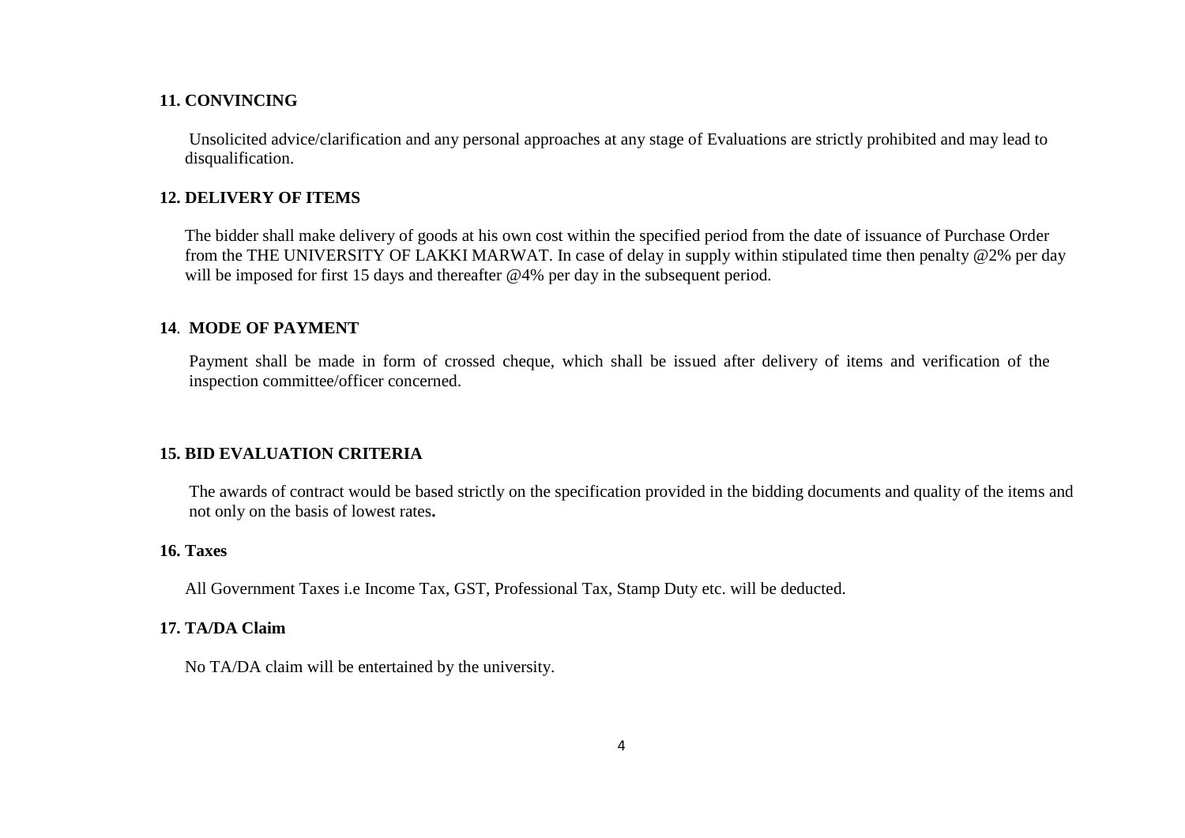**11. CONVINCING**

Unsolicited advice/clarification and any personal approaches at any stage of Evaluations are strictly prohibited and may lead to disqualification.

**12. DELIVERY OF ITEMS**

The bidder shall make delivery of goods at his own cost within the specified period from the date of issuance of Purchase Order from the THE UNIVERSITY OF LAKKI MARWAT. In case of delay in supply within stipulated time then penalty @2% per day will be imposed for first 15 days and thereafter @4% per day in the subsequent period.

**14**. **MODE OF PAYMENT**

Payment shall be made in form of crossed cheque, which shall be issued after delivery of items and verification of the inspection committee/officer concerned.

**15. BID EVALUATION CRITERIA**

The awards of contract would be based strictly on the specification provided in the bidding documents and quality of the items and not only on the basis of lowest rates**.**

**16. Taxes**

All Government Taxes i.e Income Tax, GST, Professional Tax, Stamp Duty etc. will be deducted.

**17. TA/DA Claim**

No TA/DA claim will be entertained by the university.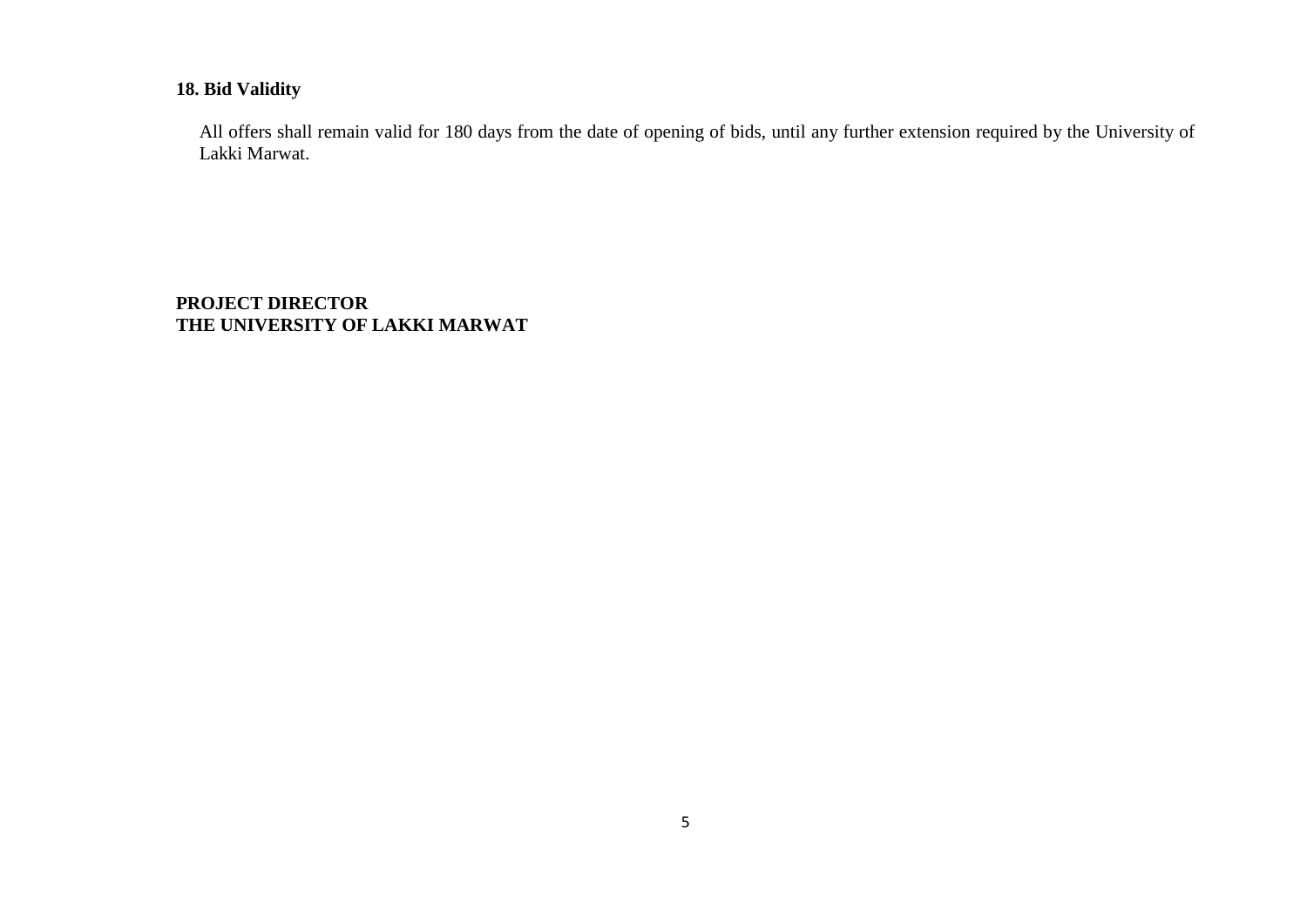**18. Bid Validity**

All offers shall remain valid for 180 days from the date of opening of bids, until any further extension required by the University of Lakki Marwat.

**PROJECT DIRECTOR**
**THE UNIVERSITY OF LAKKI MARWAT**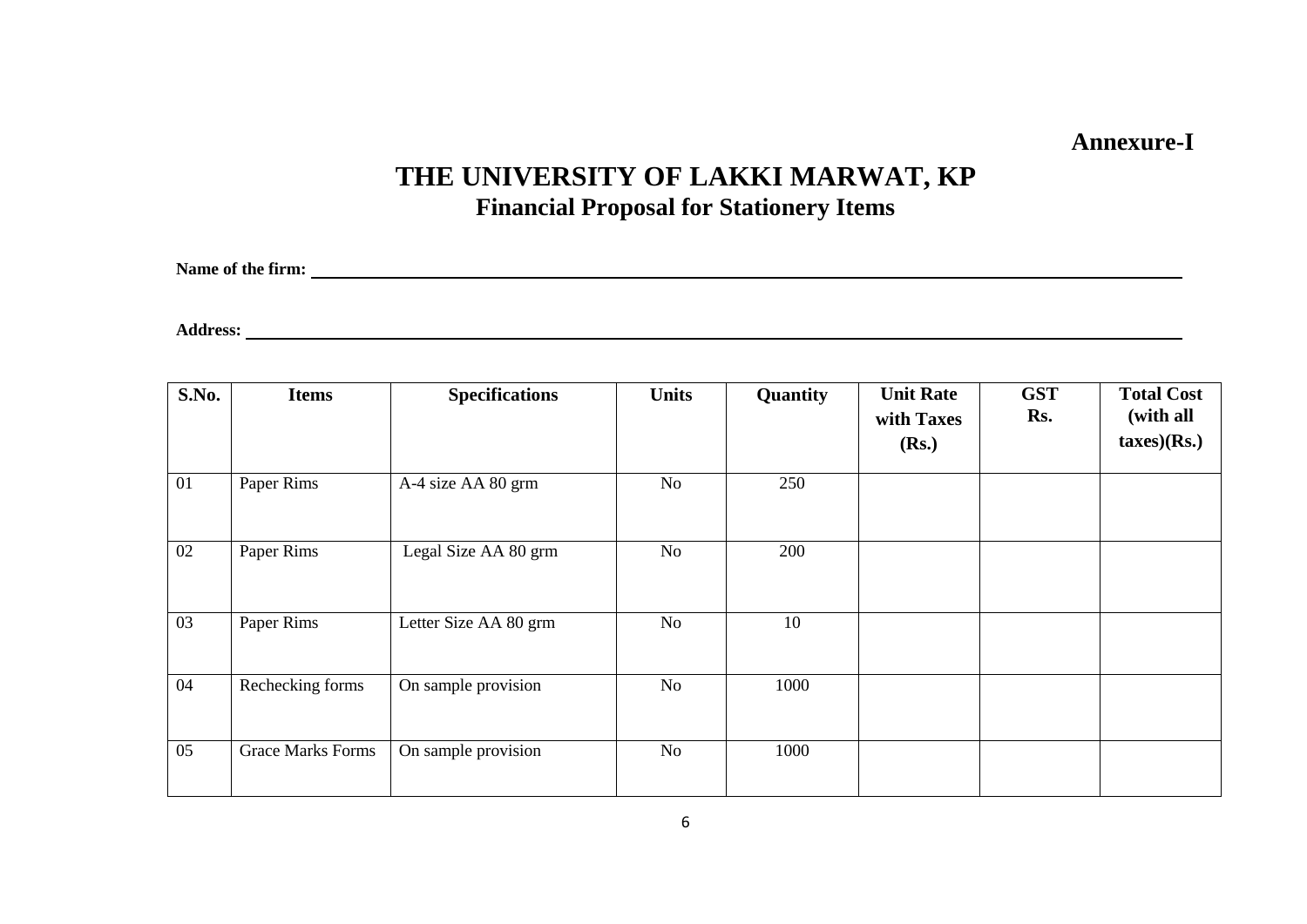**Annexure-I**

# THE UNIVERSITY OF LAKKI MARWAT, KP

## Financial Proposal for Stationery Items

**Name of the firm:** ______________________________________________

**Address:** ______________________________________________

| S.No. | Items | Specifications | Units | Quantity | Unit Rate with Taxes (Rs.) | GST Rs. | Total Cost (with all taxes)(Rs.) |
|---|---|---|---|---|---|---|---|
| 01 | Paper Rims | A-4 size AA 80 grm | No | 250 | | | |
| 02 | Paper Rims | Legal Size AA 80 grm | No | 200 | | | |
| 03 | Paper Rims | Letter Size AA 80 grm | No | 10 | | | |
| 04 | Rechecking forms | On sample provision | No | 1000 | | | |
| 05 | Grace Marks Forms | On sample provision | No | 1000 | | | |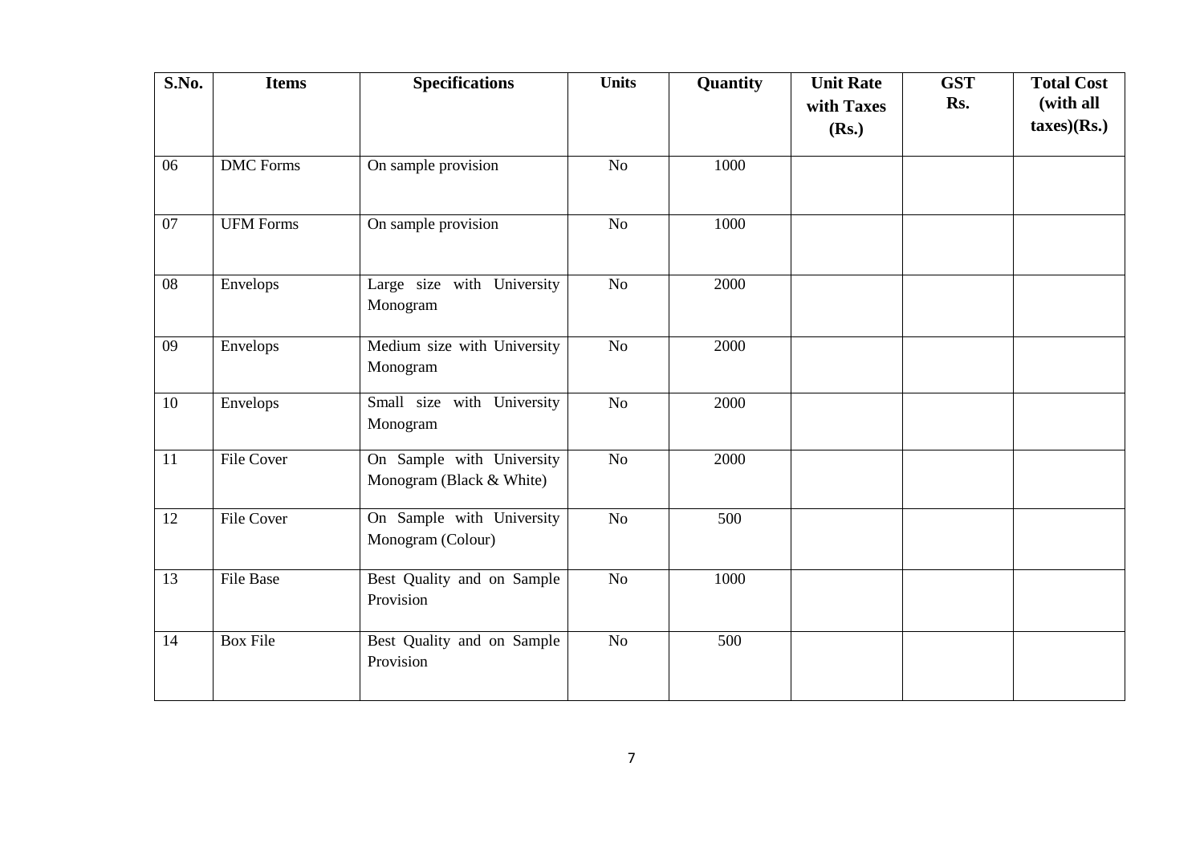| S.No. | Items | Specifications | Units | Quantity | Unit Rate with Taxes (Rs.) | GST Rs. | Total Cost (with all taxes)(Rs.) |
|---|---|---|---|---|---|---|---|
| 06 | DMC Forms | On sample provision | No | 1000 | | | |
| 07 | UFM Forms | On sample provision | No | 1000 | | | |
| 08 | Envelops | Large size with University Monogram | No | 2000 | | | |
| 09 | Envelops | Medium size with University Monogram | No | 2000 | | | |
| 10 | Envelops | Small size with University Monogram | No | 2000 | | | |
| 11 | File Cover | On Sample with University Monogram (Black & White) | No | 2000 | | | |
| 12 | File Cover | On Sample with University Monogram (Colour) | No | 500 | | | |
| 13 | File Base | Best Quality and on Sample Provision | No | 1000 | | | |
| 14 | Box File | Best Quality and on Sample Provision | No | 500 | | | |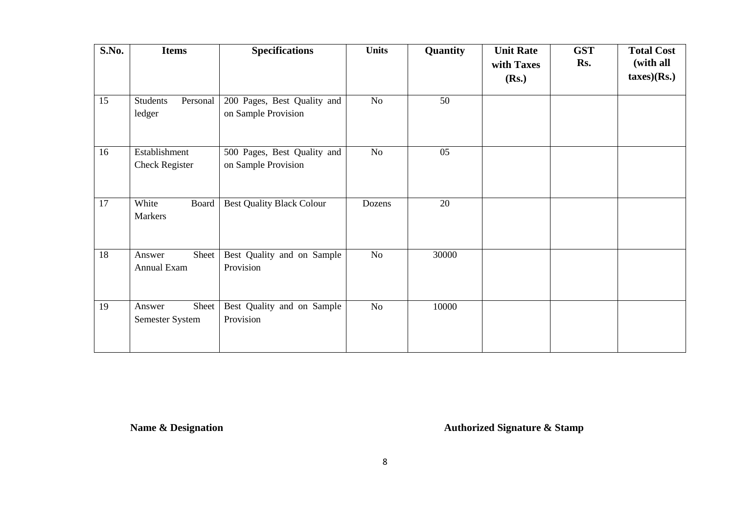| S.No. | Items | Specifications | Units | Quantity | Unit Rate with Taxes (Rs.) | GST Rs. | Total Cost (with all taxes)(Rs.) |
|---|---|---|---|---|---|---|---|
| 15 | Students Personal ledger | 200 Pages, Best Quality and on Sample Provision | No | 50 | | | |
| 16 | Establishment Check Register | 500 Pages, Best Quality and on Sample Provision | No | 05 | | | |
| 17 | White Board Markers | Best Quality Black Colour | Dozens | 20 | | | |
| 18 | Answer Sheet Annual Exam | Best Quality and on Sample Provision | No | 30000 | | | |
| 19 | Answer Sheet Semester System | Best Quality and on Sample Provision | No | 10000 | | | |

**Name & Designation** **Authorized Signature & Stamp**